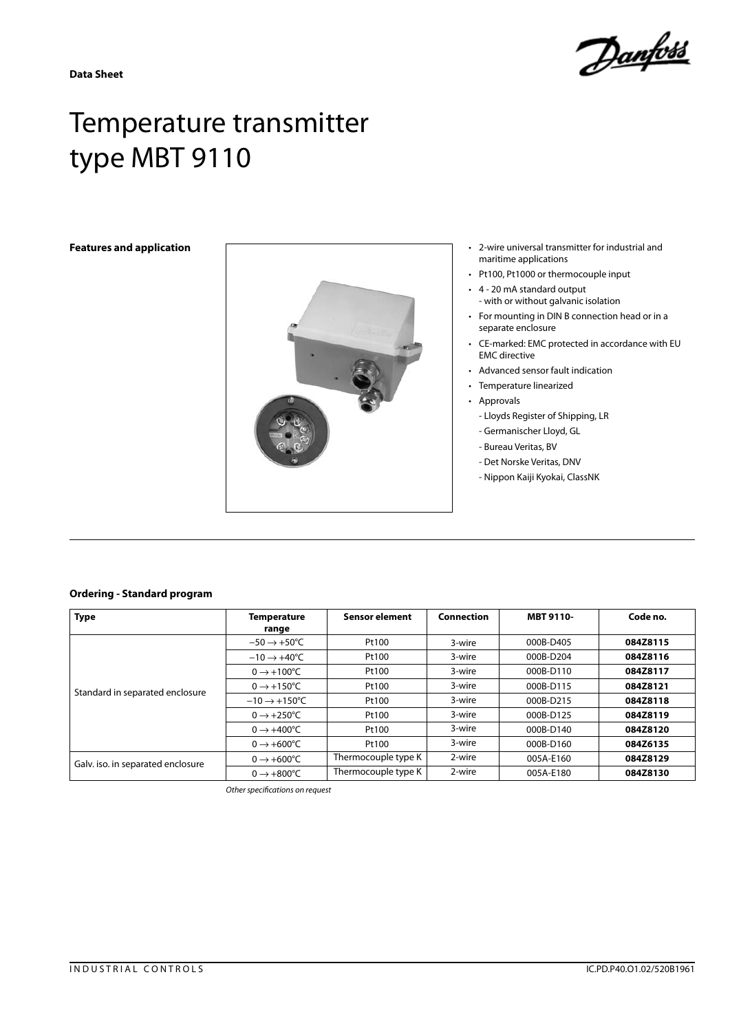**Data Sheet**

# Temperature transmitter type MBT 9110

## Features and application

- 2-wire universal transmitter for industrial and maritime applications
- Pt100, Pt1000 or thermocouple input
- 4 - 20 mA standard output
  - with or without galvanic isolation
- For mounting in DIN B connection head or in a separate enclosure
- CE-marked: EMC protected in accordance with EU EMC directive
- Advanced sensor fault indication
- Temperature linearized
- Approvals
  - Lloyds Register of Shipping, LR
  - Germanischer Lloyd, GL
  - Bureau Veritas, BV
  - Det Norske Veritas, DNV
  - Nippon Kaiji Kyokai, ClassNK

## Ordering - Standard program

| Type | Temperature range | Sensor element | Connection | MBT 9110- | Code no. |
|---|---|---|---|---|---|
| Standard in separated enclosure | −50 → +50°C | Pt100 | 3-wire | 000B-D405 | **084Z8115** |
| | −10 → +40°C | Pt100 | 3-wire | 000B-D204 | **084Z8116** |
| | 0 → +100°C | Pt100 | 3-wire | 000B-D110 | **084Z8117** |
| | 0 → +150°C | Pt100 | 3-wire | 000B-D115 | **084Z8121** |
| | −10 → +150°C | Pt100 | 3-wire | 000B-D215 | **084Z8118** |
| | 0 → +250°C | Pt100 | 3-wire | 000B-D125 | **084Z8119** |
| | 0 → +400°C | Pt100 | 3-wire | 000B-D140 | **084Z8120** |
| | 0 → +600°C | Pt100 | 3-wire | 000B-D160 | **084Z6135** |
| Galv. iso. in separated enclosure | 0 → +600°C | Thermocouple type K | 2-wire | 005A-E160 | **084Z8129** |
| | 0 → +800°C | Thermocouple type K | 2-wire | 005A-E180 | **084Z8130** |

*Other specifications on request*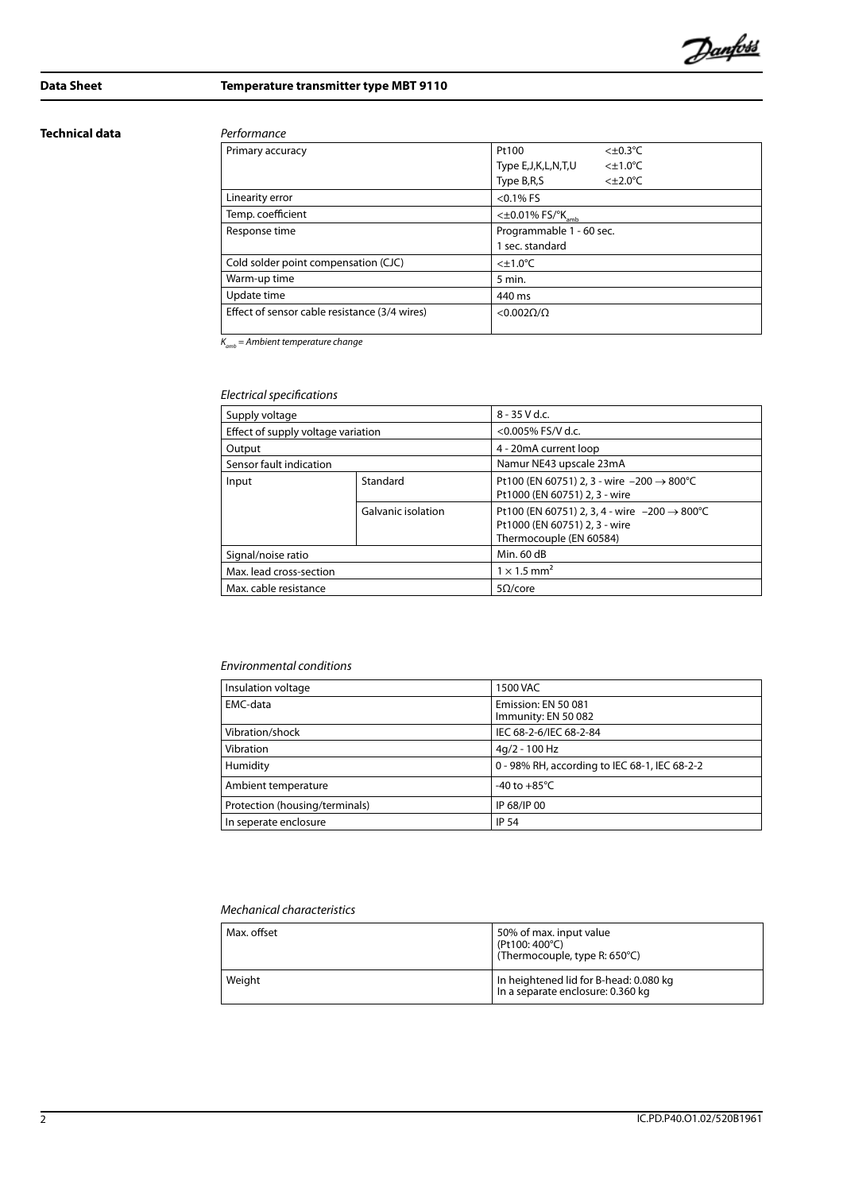# Technical data

*Performance*

| | |
|---|---|
| Primary accuracy | Pt100 <±0.3°C<br>Type E,J,K,L,N,T,U <±1.0°C<br>Type B,R,S <±2.0°C |
| Linearity error | <0.1% FS |
| Temp. coefficient | <±0.01% FS/°$K_{amb}$ |
| Response time | Programmable 1 - 60 sec.<br>1 sec. standard |
| Cold solder point compensation (CJC) | <±1.0°C |
| Warm-up time | 5 min. |
| Update time | 440 ms |
| Effect of sensor cable resistance (3/4 wires) | <0.002Ω/Ω |

*$K_{amb}$ = Ambient temperature change*

*Electrical specifications*

| | | |
|---|---|---|
| Supply voltage | | 8 - 35 V d.c. |
| Effect of supply voltage variation | | <0.005% FS/V d.c. |
| Output | | 4 - 20mA current loop |
| Sensor fault indication | | Namur NE43 upscale 23mA |
| Input | Standard | Pt100 (EN 60751) 2, 3 - wire −200 → 800°C<br>Pt1000 (EN 60751) 2, 3 - wire |
| | Galvanic isolation | Pt100 (EN 60751) 2, 3, 4 - wire −200 → 800°C<br>Pt1000 (EN 60751) 2, 3 - wire<br>Thermocouple (EN 60584) |
| Signal/noise ratio | | Min. 60 dB |
| Max. lead cross-section | | 1 × 1.5 $mm^2$ |
| Max. cable resistance | | 5Ω/core |

*Environmental conditions*

| | |
|---|---|
| Insulation voltage | 1500 VAC |
| EMC-data | Emission: EN 50 081<br>Immunity: EN 50 082 |
| Vibration/shock | IEC 68-2-6/IEC 68-2-84 |
| Vibration | 4g/2 - 100 Hz |
| Humidity | 0 - 98% RH, according to IEC 68-1, IEC 68-2-2 |
| Ambient temperature | -40 to +85°C |
| Protection (housing/terminals) | IP 68/IP 00 |
| In seperate enclosure | IP 54 |

*Mechanical characteristics*

| | |
|---|---|
| Max. offset | 50% of max. input value<br>(Pt100: 400°C)<br>(Thermocouple, type R: 650°C) |
| Weight | In heightened lid for B-head: 0.080 kg<br>In a separate enclosure: 0.360 kg |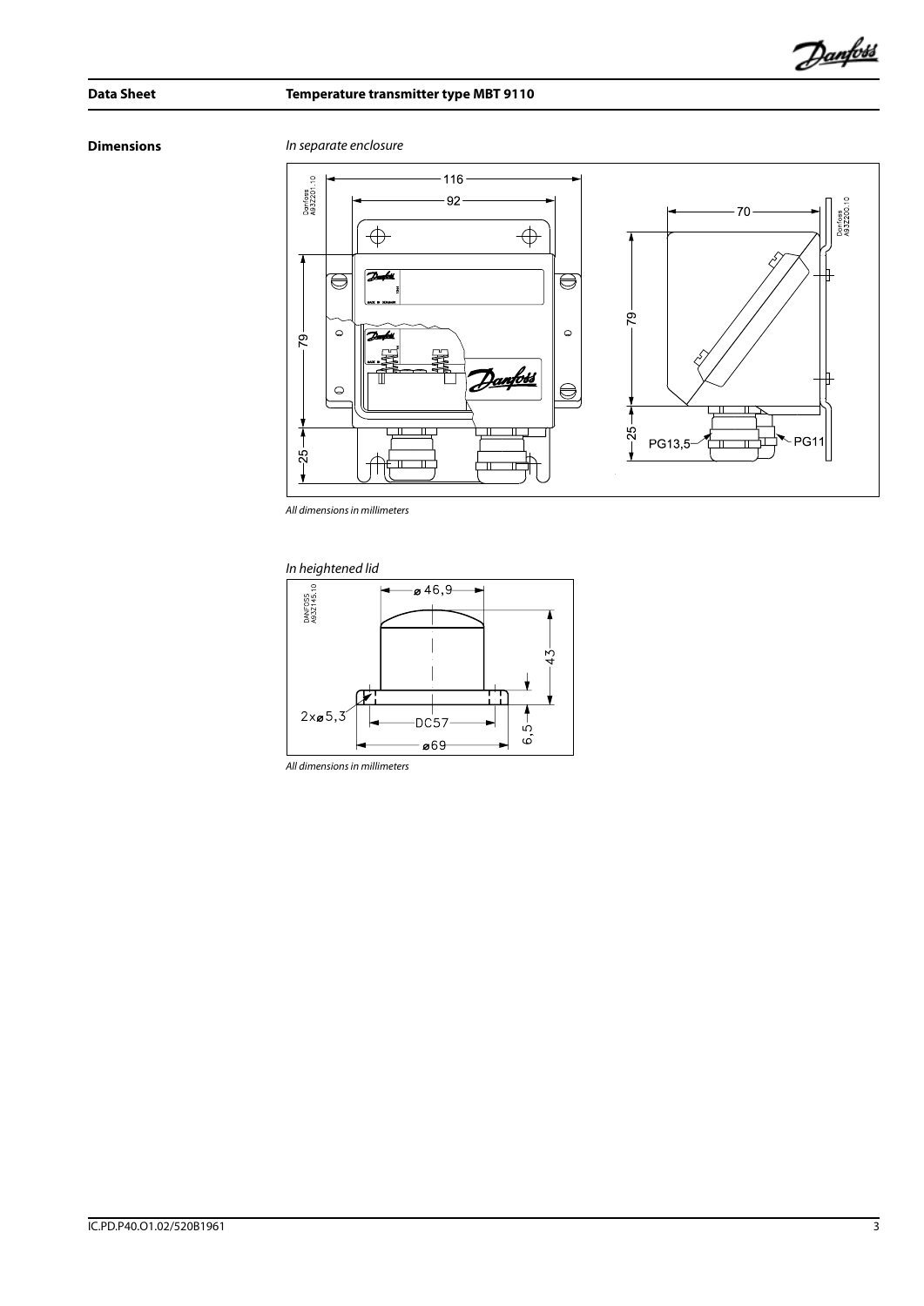## Dimensions

*In separate enclosure*

*All dimensions in millimeters*

*In heightened lid*

*All dimensions in millimeters*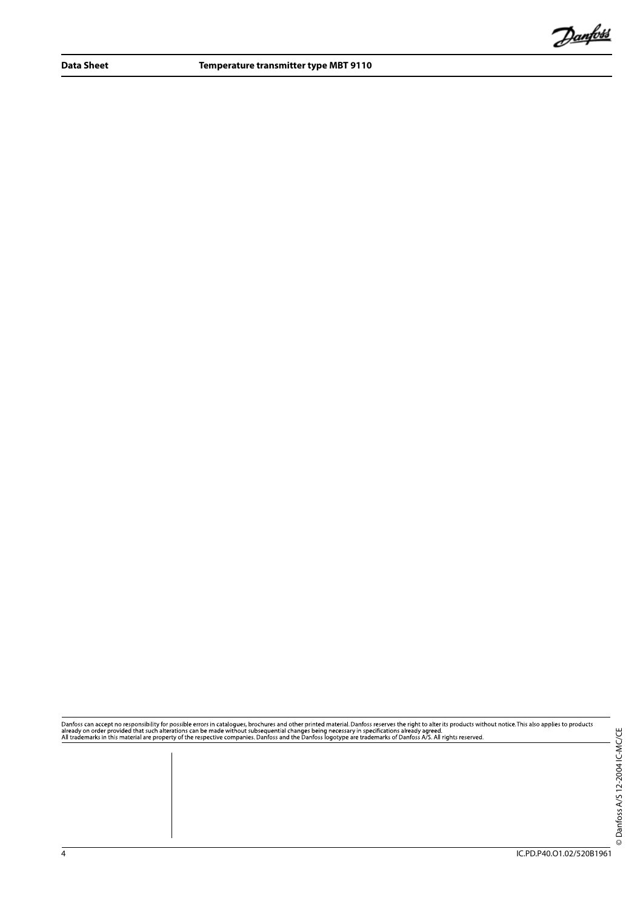Danfoss can accept no responsibility for possible errors in catalogues, brochures and other printed material. Danfoss reserves the right to alter its products without notice. This also applies to products already on order provided that such alterations can be made without subsequential changes being necessary in specifications already agreed.
All trademarks in this material are property of the respective companies. Danfoss and the Danfoss logotype are trademarks of Danfoss A/S. All rights reserved.

IC.PD.P40.O1.02/520B1961

© Danfoss A/S 12-2004 IC-MC/CE